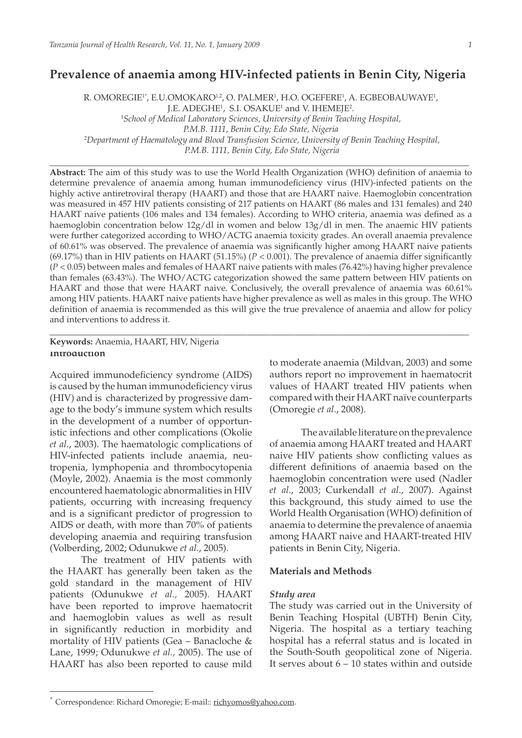# Prevalence of anaemia among HIV-infected patients in Benin City, Nigeria

R. OMOREGIE[1*], E.U.OMOKARO[1,2], O. PALMER[1], H.O. OGEFERE[1], A. EGBEOBAUWAYE[1], J.E. ADEGHE[1], S.I. OSAKUE[1] and V. IHEMEJE[2].

[1]*School of Medical Laboratory Sciences, University of Benin Teaching Hospital, P.M.B. 1111, Benin City; Edo State, Nigeria*

[2]*Department of Haematology and Blood Transfusion Science, University of Benin Teaching Hospital, P.M.B. 1111, Benin City, Edo State, Nigeria*

---

**Abstract:** The aim of this study was to use the World Health Organization (WHO) definition of anaemia to determine prevalence of anaemia among human immunodeficiency virus (HIV)-infected patients on the highly active antiretroviral therapy (HAART) and those that are HAART naive. Haemoglobin concentration was measured in 457 HIV patients consisting of 217 patients on HAART (86 males and 131 females) and 240 HAART naive patients (106 males and 134 females). According to WHO criteria, anaemia was defined as a haemoglobin concentration below 12g/dl in women and below 13g/dl in men. The anaemic HIV patients were further categorized according to WHO/ACTG anaemia toxicity grades. An overall anaemia prevalence of 60.61% was observed. The prevalence of anaemia was significantly higher among HAART naive patients (69.17%) than in HIV patients on HAART (51.15%) ($P < 0.001$). The prevalence of anaemia differ significantly ($P < 0.05$) between males and females of HAART naive patients with males (76.42%) having higher prevalence than females (63.43%). The WHO/ACTG categorization showed the same pattern between HIV patients on HAART and those that were HAART naive. Conclusively, the overall prevalence of anaemia was 60.61% among HIV patients. HAART naive patients have higher prevalence as well as males in this group. The WHO definition of anaemia is recommended as this will give the true prevalence of anaemia and allow for policy and interventions to address it.

---

**Keywords:** Anaemia, HAART, HIV, Nigeria

## Introduction

Acquired immunodeficiency syndrome (AIDS) is caused by the human immunodeficiency virus (HIV) and is characterized by progressive damage to the body's immune system which results in the development of a number of opportunistic infections and other complications (Okolie *et al*., 2003). The haematologic complications of HIV-infected patients include anaemia, neutropenia, lymphopenia and thrombocytopenia (Moyle, 2002). Anaemia is the most commonly encountered haematologic abnormalities in HIV patients, occurring with increasing frequency and is a significant predictor of progression to AIDS or death, with more than 70% of patients developing anaemia and requiring transfusion (Volberding, 2002; Odunukwe *et al*., 2005).

The treatment of HIV patients with the HAART has generally been taken as the gold standard in the management of HIV patients (Odunukwe *et al.,* 2005). HAART have been reported to improve haematocrit and haemoglobin values as well as result in significantly reduction in morbidity and mortality of HIV patients (Gea – Banacloche & Lane, 1999; Odunukwe *et al.,* 2005). The use of HAART has also been reported to cause mild to moderate anaemia (Mildvan, 2003) and some authors report no improvement in haematocrit values of HAART treated HIV patients when compared with their HAART naïve counterparts (Omoregie *et al*., 2008).

The available literature on the prevalence of anaemia among HAART treated and HAART naive HIV patients show conflicting values as different definitions of anaemia based on the haemoglobin concentration were used (Nadler *et al*., 2003; Curkendall *et al*., 2007). Against this background, this study aimed to use the World Health Organisation (WHO) definition of anaemia to determine the prevalence of anaemia among HAART naive and HAART-treated HIV patients in Benin City, Nigeria.

## Materials and Methods

### *Study area*

The study was carried out in the University of Benin Teaching Hospital (UBTH) Benin City, Nigeria. The hospital as a tertiary teaching hospital has a referral status and is located in the South-South geopolitical zone of Nigeria. It serves about 6 – 10 states within and outside

---

[*] Correspondence: Richard Omoregie; E-mail:: richyomos@yahoo.com.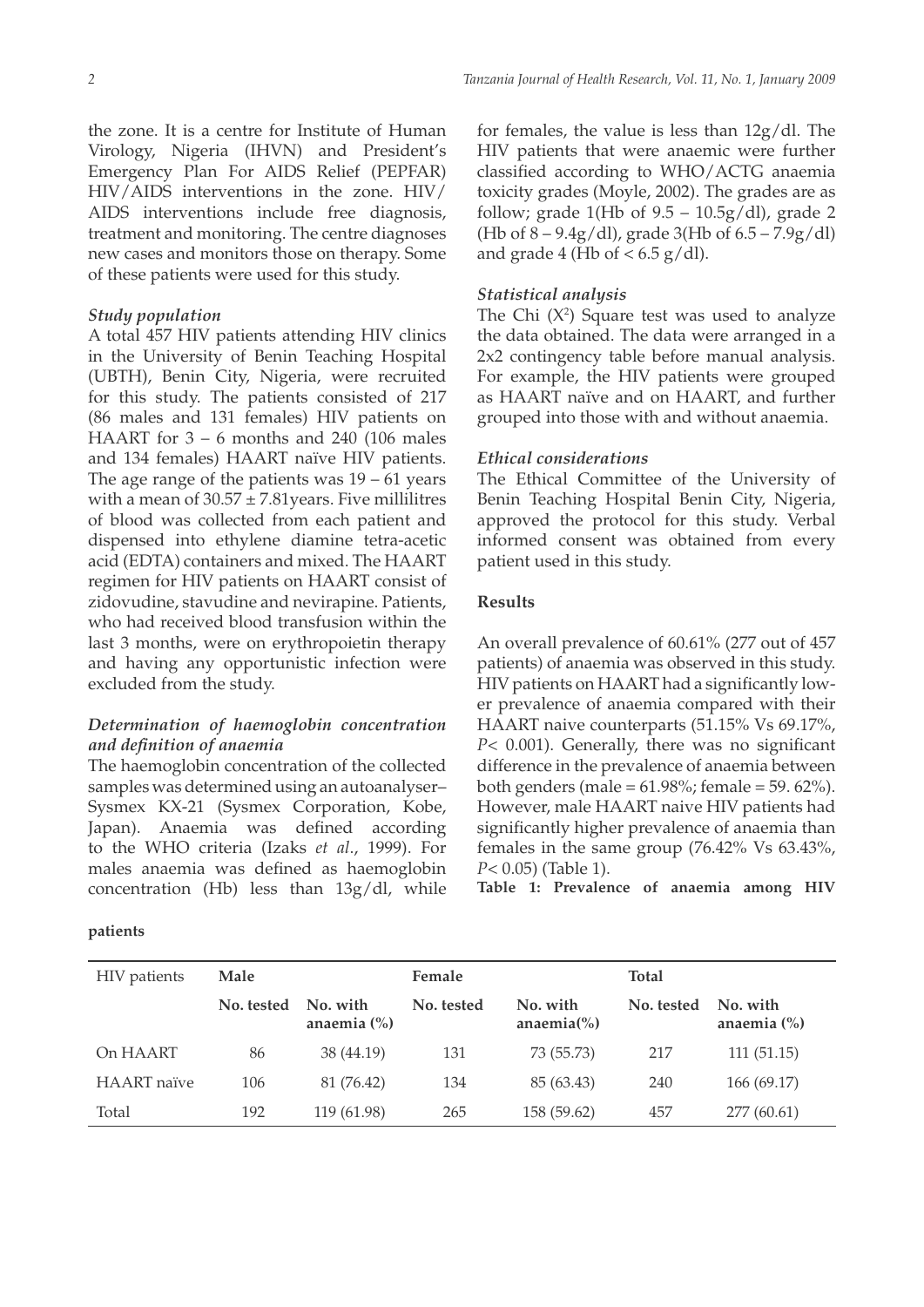the zone. It is a centre for Institute of Human Virology, Nigeria (IHVN) and President's Emergency Plan For AIDS Relief (PEPFAR) HIV/AIDS interventions in the zone. HIV/AIDS interventions include free diagnosis, treatment and monitoring. The centre diagnoses new cases and monitors those on therapy. Some of these patients were used for this study.

### *Study population*

A total 457 HIV patients attending HIV clinics in the University of Benin Teaching Hospital (UBTH), Benin City, Nigeria, were recruited for this study. The patients consisted of 217 (86 males and 131 females) HIV patients on HAART for 3 – 6 months and 240 (106 males and 134 females) HAART naïve HIV patients. The age range of the patients was 19 – 61 years with a mean of 30.57 ± 7.81years. Five millilitres of blood was collected from each patient and dispensed into ethylene diamine tetra-acetic acid (EDTA) containers and mixed. The HAART regimen for HIV patients on HAART consist of zidovudine, stavudine and nevirapine. Patients, who had received blood transfusion within the last 3 months, were on erythropoietin therapy and having any opportunistic infection were excluded from the study.

### *Determination of haemoglobin concentration and definition of anaemia*

The haemoglobin concentration of the collected samples was determined using an autoanalyser–Sysmex KX-21 (Sysmex Corporation, Kobe, Japan). Anaemia was defined according to the WHO criteria (Izaks *et al*., 1999). For males anaemia was defined as haemoglobin concentration (Hb) less than 13g/dl, while for females, the value is less than 12g/dl. The HIV patients that were anaemic were further classified according to WHO/ACTG anaemia toxicity grades (Moyle, 2002). The grades are as follow; grade 1(Hb of 9.5 – 10.5g/dl), grade 2 (Hb of 8 – 9.4g/dl), grade 3(Hb of 6.5 – 7.9g/dl) and grade 4 (Hb of < 6.5 g/dl).

### *Statistical analysis*

The Chi ($X^2$) Square test was used to analyze the data obtained. The data were arranged in a 2x2 contingency table before manual analysis. For example, the HIV patients were grouped as HAART naïve and on HAART, and further grouped into those with and without anaemia.

### *Ethical considerations*

The Ethical Committee of the University of Benin Teaching Hospital Benin City, Nigeria, approved the protocol for this study. Verbal informed consent was obtained from every patient used in this study.

## Results

An overall prevalence of 60.61% (277 out of 457 patients) of anaemia was observed in this study. HIV patients on HAART had a significantly lower prevalence of anaemia compared with their HAART naive counterparts (51.15% Vs 69.17%, $P < 0.001$). Generally, there was no significant difference in the prevalence of anaemia between both genders (male = 61.98%; female = 59. 62%). However, male HAART naive HIV patients had significantly higher prevalence of anaemia than females in the same group (76.42% Vs 63.43%, $P < 0.05$) (Table 1).

**Table 1: Prevalence of anaemia among HIV patients**

| HIV patients | Male | | Female | | Total | |
|---|---|---|---|---|---|---|
| | No. tested | No. with anaemia (%) | No. tested | No. with anaemia(%) | No. tested | No. with anaemia (%) |
| On HAART | 86 | 38 (44.19) | 131 | 73 (55.73) | 217 | 111 (51.15) |
| HAART naïve | 106 | 81 (76.42) | 134 | 85 (63.43) | 240 | 166 (69.17) |
| Total | 192 | 119 (61.98) | 265 | 158 (59.62) | 457 | 277 (60.61) |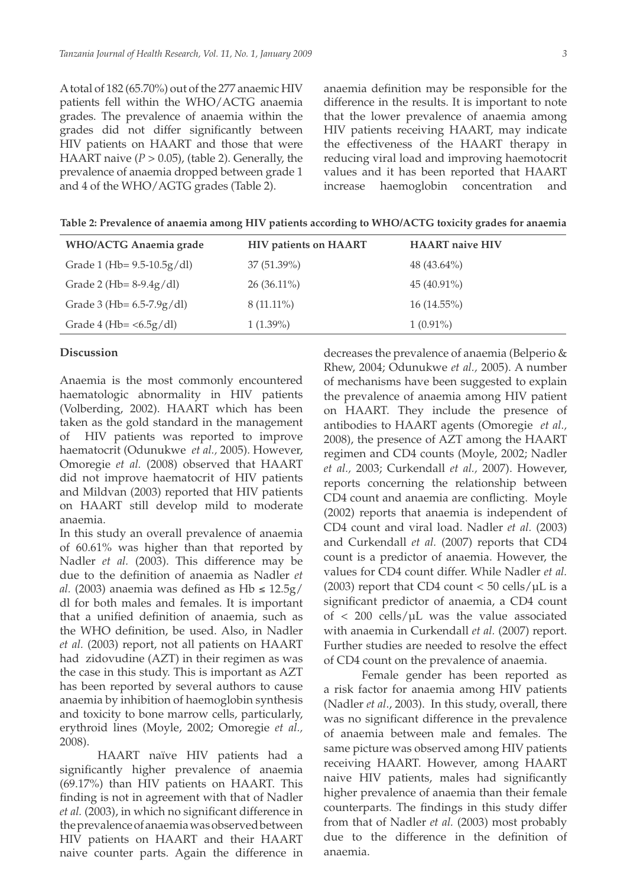A total of 182 (65.70%) out of the 277 anaemic HIV patients fell within the WHO/ACTG anaemia grades. The prevalence of anaemia within the grades did not differ significantly between HIV patients on HAART and those that were HAART naive ($P > 0.05$), (table 2). Generally, the prevalence of anaemia dropped between grade 1 and 4 of the WHO/AGTG grades (Table 2).

anaemia definition may be responsible for the difference in the results. It is important to note that the lower prevalence of anaemia among HIV patients receiving HAART, may indicate the effectiveness of the HAART therapy in reducing viral load and improving haemotocrit values and it has been reported that HAART increase haemoglobin concentration and decreases the prevalence of anaemia (Belperio & Rhew, 2004; Odunukwe *et al.,* 2005). A number of mechanisms have been suggested to explain the prevalence of anaemia among HIV patient on HAART. They include the presence of antibodies to HAART agents (Omoregie *et al.,* 2008), the presence of AZT among the HAART regimen and CD4 counts (Moyle, 2002; Nadler *et al.,* 2003; Curkendall *et al.,* 2007). However, reports concerning the relationship between CD4 count and anaemia are conflicting. Moyle (2002) reports that anaemia is independent of CD4 count and viral load. Nadler *et al.* (2003) and Curkendall *et al.* (2007) reports that CD4 count is a predictor of anaemia. However, the values for CD4 count differ. While Nadler *et al.* (2003) report that CD4 count < 50 cells/µL is a significant predictor of anaemia, a CD4 count of < 200 cells/µL was the value associated with anaemia in Curkendall *et al.* (2007) report. Further studies are needed to resolve the effect of CD4 count on the prevalence of anaemia.

**Table 2: Prevalence of anaemia among HIV patients according to WHO/ACTG toxicity grades for anaemia**

| WHO/ACTG Anaemia grade | HIV patients on HAART | HAART naive HIV |
|---|---|---|
| Grade 1 (Hb= 9.5-10.5g/dl) | 37 (51.39%) | 48 (43.64%) |
| Grade 2 (Hb= 8-9.4g/dl) | 26 (36.11%) | 45 (40.91%) |
| Grade 3 (Hb= 6.5-7.9g/dl) | 8 (11.11%) | 16 (14.55%) |
| Grade 4 (Hb= <6.5g/dl) | 1 (1.39%) | 1 (0.91%) |

## Discussion

Anaemia is the most commonly encountered haematologic abnormality in HIV patients (Volberding, 2002). HAART which has been taken as the gold standard in the management of HIV patients was reported to improve haematocrit (Odunukwe *et al.,* 2005). However, Omoregie *et al.* (2008) observed that HAART did not improve haematocrit of HIV patients and Mildvan (2003) reported that HIV patients on HAART still develop mild to moderate anaemia.

In this study an overall prevalence of anaemia of 60.61% was higher than that reported by Nadler *et al.* (2003). This difference may be due to the definition of anaemia as Nadler *et al.* (2003) anaemia was defined as Hb ≤ 12.5g/dl for both males and females. It is important that a unified definition of anaemia, such as the WHO definition, be used. Also, in Nadler *et al.* (2003) report, not all patients on HAART had zidovudine (AZT) in their regimen as was the case in this study. This is important as AZT has been reported by several authors to cause anaemia by inhibition of haemoglobin synthesis and toxicity to bone marrow cells, particularly, erythroid lines (Moyle, 2002; Omoregie *et al.,* 2008).

HAART naïve HIV patients had a significantly higher prevalence of anaemia (69.17%) than HIV patients on HAART. This finding is not in agreement with that of Nadler *et al.* (2003), in which no significant difference in the prevalence of anaemia was observed between HIV patients on HAART and their HAART naive counter parts. Again the difference in

Female gender has been reported as a risk factor for anaemia among HIV patients (Nadler *et al*., 2003). In this study, overall, there was no significant difference in the prevalence of anaemia between male and females. The same picture was observed among HIV patients receiving HAART. However, among HAART naive HIV patients, males had significantly higher prevalence of anaemia than their female counterparts. The findings in this study differ from that of Nadler *et al.* (2003) most probably due to the difference in the definition of anaemia.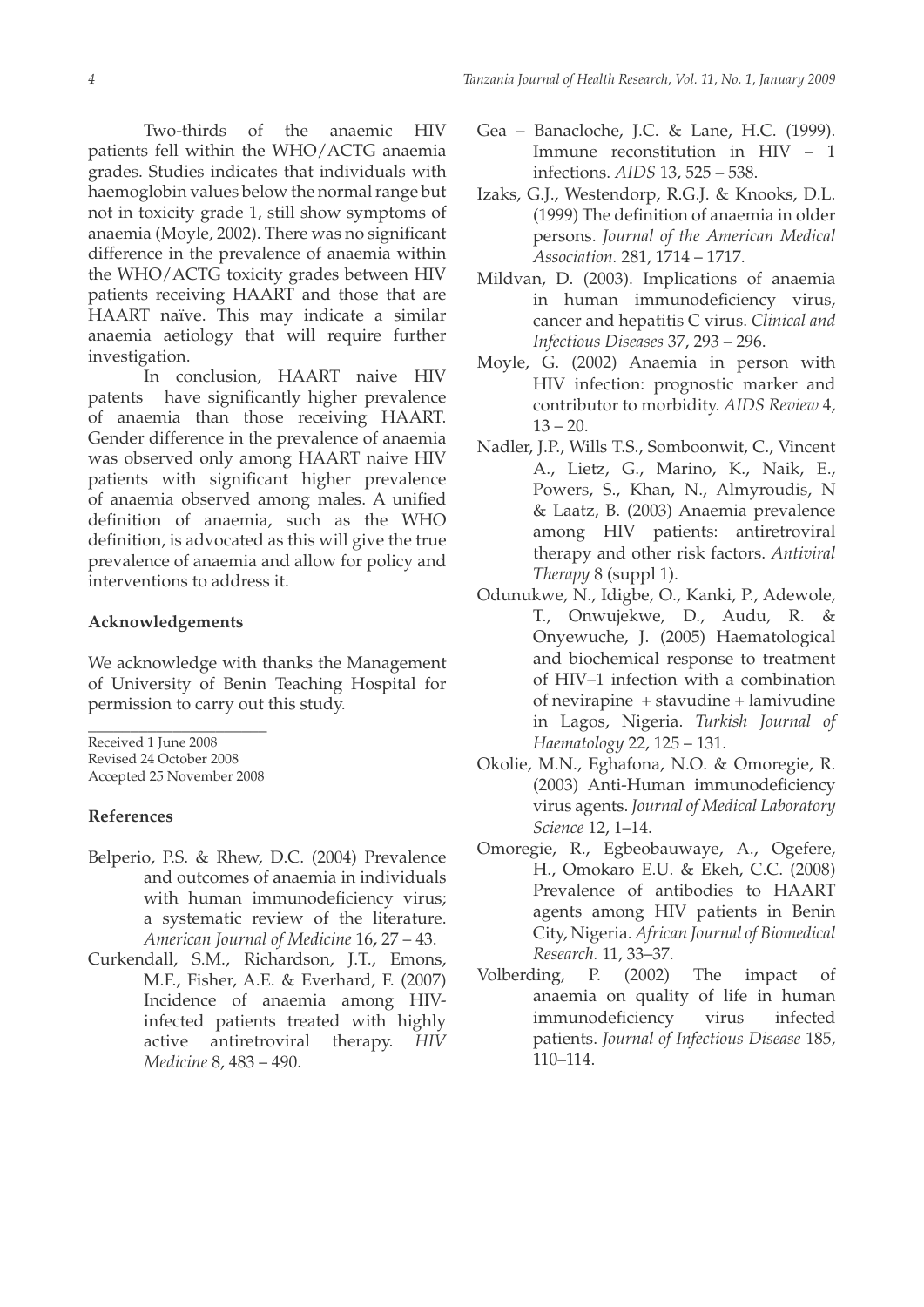Two-thirds of the anaemic HIV patients fell within the WHO/ACTG anaemia grades. Studies indicates that individuals with haemoglobin values below the normal range but not in toxicity grade 1, still show symptoms of anaemia (Moyle, 2002). There was no significant difference in the prevalence of anaemia within the WHO/ACTG toxicity grades between HIV patients receiving HAART and those that are HAART naïve. This may indicate a similar anaemia aetiology that will require further investigation.

In conclusion, HAART naive HIV patents have significantly higher prevalence of anaemia than those receiving HAART. Gender difference in the prevalence of anaemia was observed only among HAART naive HIV patients with significant higher prevalence of anaemia observed among males. A unified definition of anaemia, such as the WHO definition, is advocated as this will give the true prevalence of anaemia and allow for policy and interventions to address it.

**Acknowledgements**

We acknowledge with thanks the Management of University of Benin Teaching Hospital for permission to carry out this study.

Received 1 June 2008
Revised 24 October 2008
Accepted 25 November 2008

**References**

Belperio, P.S. & Rhew, D.C. (2004) Prevalence and outcomes of anaemia in individuals with human immunodeficiency virus; a systematic review of the literature. *American Journal of Medicine* 16**,** 27 – 43.

Curkendall, S.M., Richardson, J.T., Emons, M.F., Fisher, A.E. & Everhard, F. (2007) Incidence of anaemia among HIV-infected patients treated with highly active antiretroviral therapy. *HIV Medicine* 8**,** 483 – 490.

Gea – Banacloche, J.C. & Lane, H.C. (1999). Immune reconstitution in HIV – 1 infections. *AIDS* 13, 525 – 538.

Izaks, G.J., Westendorp, R.G.J. & Knooks, D.L. (1999) The definition of anaemia in older persons. *Journal of the American Medical Association.* 281, 1714 – 1717.

Mildvan, D. (2003). Implications of anaemia in human immunodeficiency virus, cancer and hepatitis C virus. *Clinical and Infectious Diseases* 37, 293 – 296.

Moyle, G. (2002) Anaemia in person with HIV infection: prognostic marker and contributor to morbidity. *AIDS Review* 4, 13 – 20.

Nadler, J.P., Wills T.S., Somboonwit, C., Vincent A., Lietz, G., Marino, K., Naik, E., Powers, S., Khan, N., Almyroudis, N & Laatz, B. (2003) Anaemia prevalence among HIV patients: antiretroviral therapy and other risk factors. *Antiviral Therapy* 8 (suppl 1).

Odunukwe, N., Idigbe, O., Kanki, P., Adewole, T., Onwujekwe, D., Audu, R. & Onyewuche, J. (2005) Haematological and biochemical response to treatment of HIV–1 infection with a combination of nevirapine + stavudine + lamivudine in Lagos, Nigeria. *Turkish Journal of Haematology* 22, 125 – 131.

Okolie, M.N., Eghafona, N.O. & Omoregie, R. (2003) Anti-Human immunodeficiency virus agents. *Journal of Medical Laboratory Science* 12, 1–14.

Omoregie, R., Egbeobauwaye, A., Ogefere, H., Omokaro E.U. & Ekeh, C.C. (2008) Prevalence of antibodies to HAART agents among HIV patients in Benin City, Nigeria. *African Journal of Biomedical Research.* 11, 33–37.

Volberding, P. (2002) The impact of anaemia on quality of life in human immunodeficiency virus infected patients. *Journal of Infectious Disease* 185, 110–114.